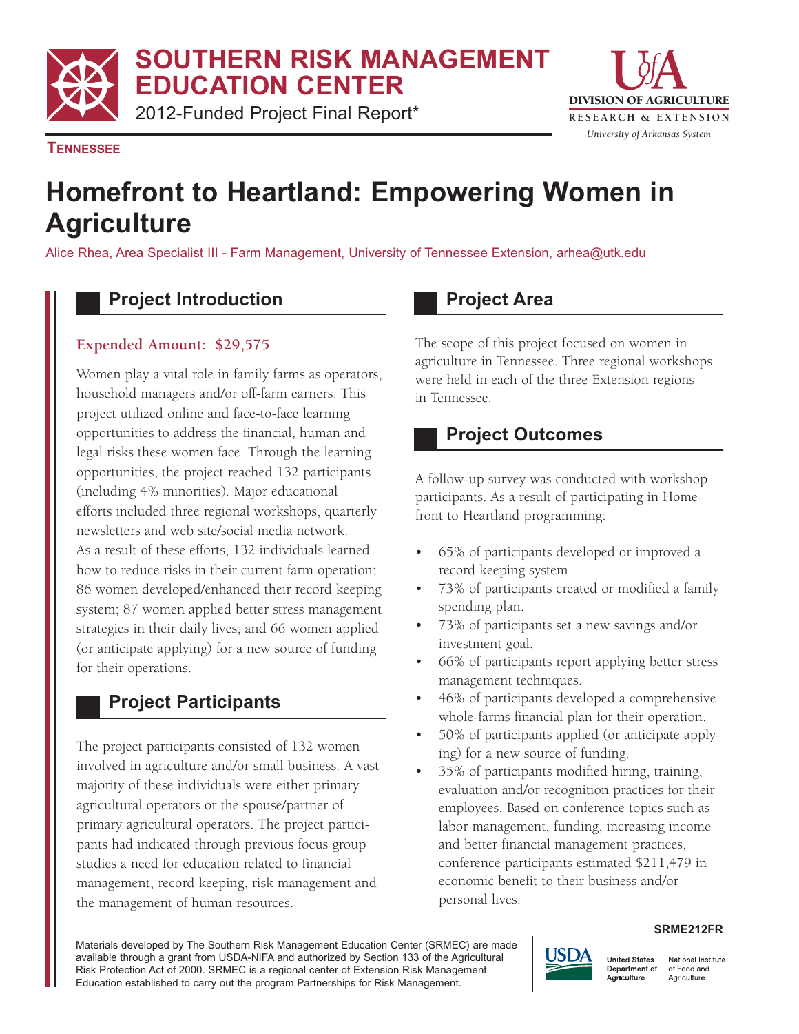# SOUTHERN RISK MANAGEMENT EDUCATION CENTER

2012-Funded Project Final Report*

DIVISION OF AGRICULTURE RESEARCH & EXTENSION
*University of Arkansas System*

**TENNESSEE**

# Homefront to Heartland: Empowering Women in Agriculture

Alice Rhea, Area Specialist III - Farm Management, University of Tennessee Extension, arhea@utk.edu

## Project Introduction

**Expended Amount: $29,575**

Women play a vital role in family farms as operators, household managers and/or off-farm earners. This project utilized online and face-to-face learning opportunities to address the financial, human and legal risks these women face. Through the learning opportunities, the project reached 132 participants (including 4% minorities). Major educational efforts included three regional workshops, quarterly newsletters and web site/social media network. As a result of these efforts, 132 individuals learned how to reduce risks in their current farm operation; 86 women developed/enhanced their record keeping system; 87 women applied better stress management strategies in their daily lives; and 66 women applied (or anticipate applying) for a new source of funding for their operations.

## Project Participants

The project participants consisted of 132 women involved in agriculture and/or small business. A vast majority of these individuals were either primary agricultural operators or the spouse/partner of primary agricultural operators. The project participants had indicated through previous focus group studies a need for education related to financial management, record keeping, risk management and the management of human resources.

## Project Area

The scope of this project focused on women in agriculture in Tennessee. Three regional workshops were held in each of the three Extension regions in Tennessee.

## Project Outcomes

A follow-up survey was conducted with workshop participants. As a result of participating in Homefront to Heartland programming:

- 65% of participants developed or improved a record keeping system.
- 73% of participants created or modified a family spending plan.
- 73% of participants set a new savings and/or investment goal.
- 66% of participants report applying better stress management techniques.
- 46% of participants developed a comprehensive whole-farms financial plan for their operation.
- 50% of participants applied (or anticipate applying) for a new source of funding.
- 35% of participants modified hiring, training, evaluation and/or recognition practices for their employees. Based on conference topics such as labor management, funding, increasing income and better financial management practices, conference participants estimated $211,479 in economic benefit to their business and/or personal lives.

SRME212FR

Materials developed by The Southern Risk Management Education Center (SRMEC) are made available through a grant from USDA-NIFA and authorized by Section 133 of the Agricultural Risk Protection Act of 2000. SRMEC is a regional center of Extension Risk Management Education established to carry out the program Partnerships for Risk Management.

USDA United States Department of Agriculture — National Institute of Food and Agriculture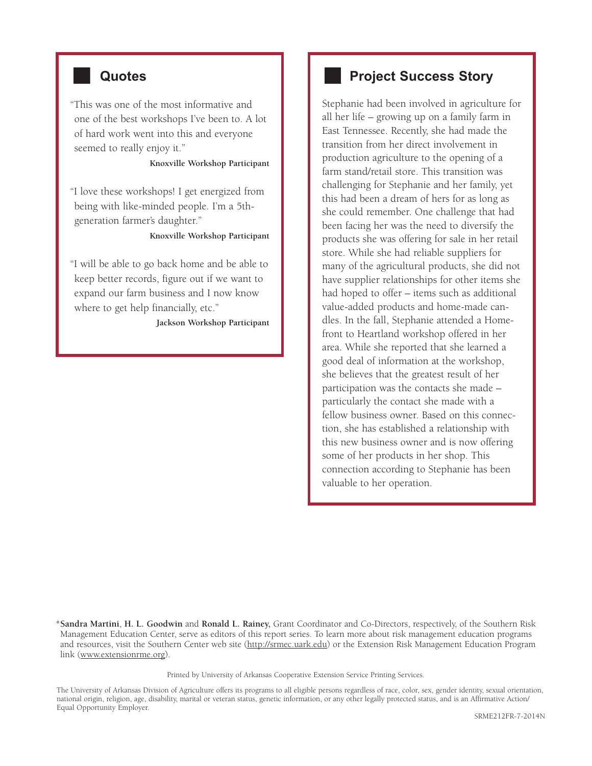## Quotes

"This was one of the most informative and one of the best workshops I've been to. A lot of hard work went into this and everyone seemed to really enjoy it."

**Knoxville Workshop Participant**

"I love these workshops! I get energized from being with like-minded people. I'm a 5th-generation farmer's daughter."

**Knoxville Workshop Participant**

"I will be able to go back home and be able to keep better records, figure out if we want to expand our farm business and I now know where to get help financially, etc."

**Jackson Workshop Participant**

## Project Success Story

Stephanie had been involved in agriculture for all her life – growing up on a family farm in East Tennessee. Recently, she had made the transition from her direct involvement in production agriculture to the opening of a farm stand/retail store. This transition was challenging for Stephanie and her family, yet this had been a dream of hers for as long as she could remember. One challenge that had been facing her was the need to diversify the products she was offering for sale in her retail store. While she had reliable suppliers for many of the agricultural products, she did not have supplier relationships for other items she had hoped to offer – items such as additional value-added products and home-made candles. In the fall, Stephanie attended a Homefront to Heartland workshop offered in her area. While she reported that she learned a good deal of information at the workshop, she believes that the greatest result of her participation was the contacts she made – particularly the contact she made with a fellow business owner. Based on this connection, she has established a relationship with this new business owner and is now offering some of her products in her shop. This connection according to Stephanie has been valuable to her operation.

*__Sandra Martini__, __H. L. Goodwin__ and __Ronald L. Rainey,__ Grant Coordinator and Co-Directors, respectively, of the Southern Risk Management Education Center, serve as editors of this report series. To learn more about risk management education programs and resources, visit the Southern Center web site (http://srmec.uark.edu) or the Extension Risk Management Education Program link (www.extensionrme.org).

Printed by University of Arkansas Cooperative Extension Service Printing Services.

The University of Arkansas Division of Agriculture offers its programs to all eligible persons regardless of race, color, sex, gender identity, sexual orientation, national origin, religion, age, disability, marital or veteran status, genetic information, or any other legally protected status, and is an Affirmative Action/Equal Opportunity Employer.

SRME212FR-7-2014N